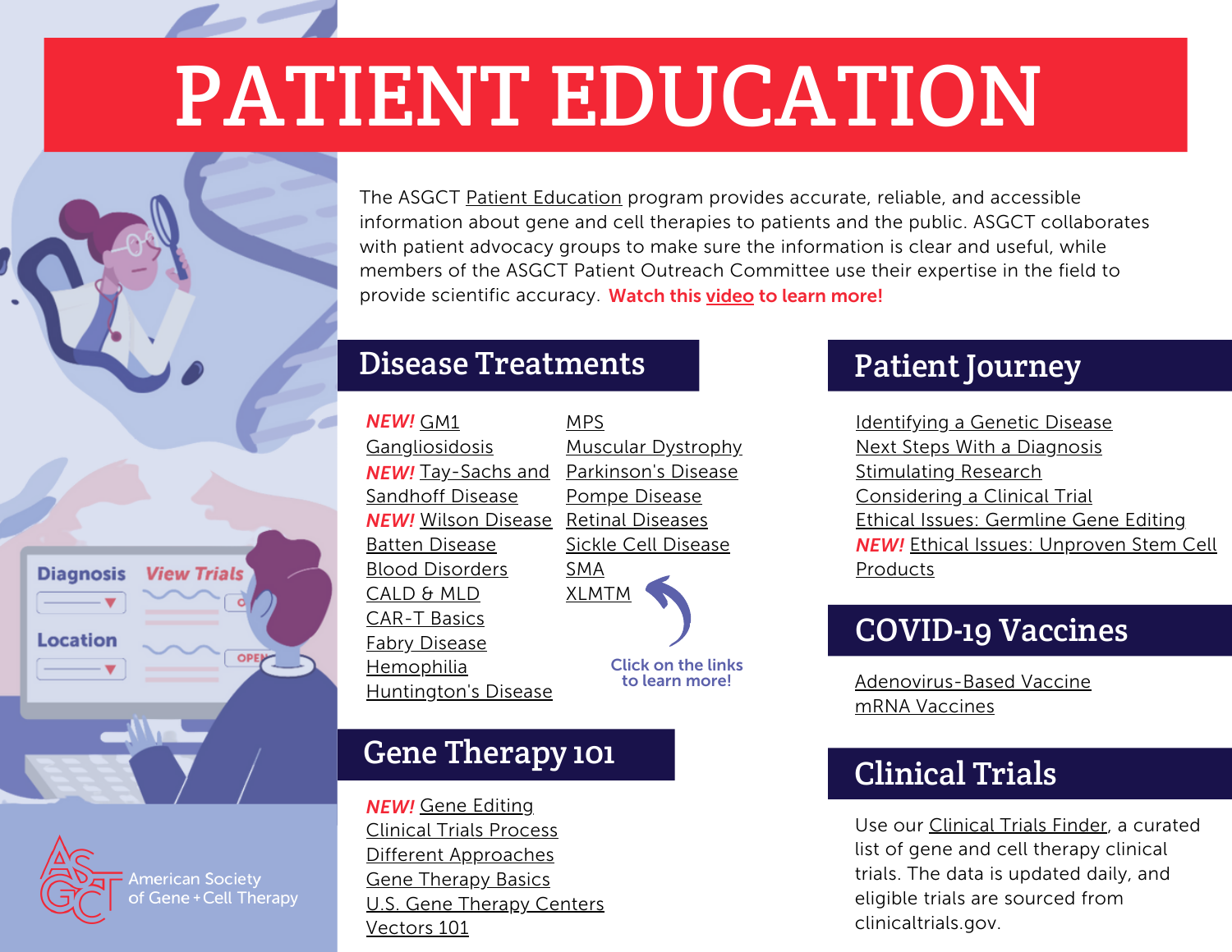# PATIENT EDUCATION

The ASGCT Patient Education program provides accurate, reliable, and accessible information about gene and cell therapies to patients and the public. ASGCT collaborates with patient advocacy groups to make sure the information is clear and useful, while members of the ASGCT Patient Outreach Committee use their expertise in the field to provide scientific accuracy. **Watch this video to learn more!**

## Disease Treatments

- ***NEW!*** GM1 Gangliosidosis
- ***NEW!*** Tay-Sachs and Sandhoff Disease
- ***NEW!*** Wilson Disease
- Batten Disease
- Blood Disorders
- CALD & MLD
- CAR-T Basics
- Fabry Disease
- Hemophilia
- Huntington's Disease
- MPS
- Muscular Dystrophy
- Parkinson's Disease
- Pompe Disease
- Retinal Diseases
- Sickle Cell Disease
- SMA
- XLMTM

Click on the links to learn more!

## Gene Therapy 101

- ***NEW!*** Gene Editing
- Clinical Trials Process
- Different Approaches
- Gene Therapy Basics
- U.S. Gene Therapy Centers
- Vectors 101

## Patient Journey

- Identifying a Genetic Disease
- Next Steps With a Diagnosis
- Stimulating Research
- Considering a Clinical Trial
- Ethical Issues: Germline Gene Editing
- ***NEW!*** Ethical Issues: Unproven Stem Cell Products

## COVID-19 Vaccines

- Adenovirus-Based Vaccine
- mRNA Vaccines

## Clinical Trials

Use our Clinical Trials Finder, a curated list of gene and cell therapy clinical trials. The data is updated daily, and eligible trials are sourced from clinicaltrials.gov.

American Society of Gene + Cell Therapy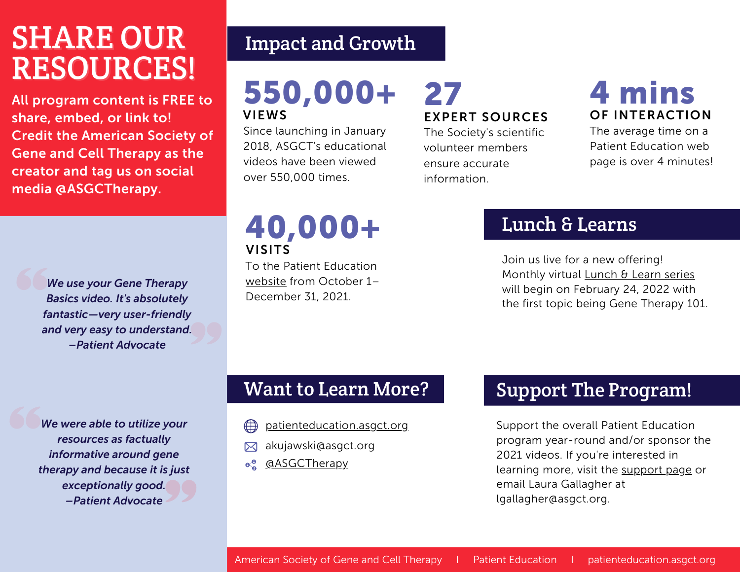# SHARE OUR RESOURCES!

**All program content is FREE to share, embed, or link to! Credit the American Society of Gene and Cell Therapy as the creator and tag us on social media @ASGCTherapy.**

*We use your Gene Therapy Basics video. It's absolutely fantastic—very user-friendly and very easy to understand.*
*—Patient Advocate*

*We were able to utilize your resources as factually informative around gene therapy and because it is just exceptionally good.*
*—Patient Advocate*

## Impact and Growth

**550,000+**
**VIEWS**
Since launching in January 2018, ASGCT's educational videos have been viewed over 550,000 times.

**27**
**EXPERT SOURCES**
The Society's scientific volunteer members ensure accurate information.

**4 mins**
**OF INTERACTION**
The average time on a Patient Education web page is over 4 minutes!

**40,000+**
**VISITS**
To the Patient Education website from October 1–December 31, 2021.

## Lunch & Learns

Join us live for a new offering! Monthly virtual Lunch & Learn series will begin on February 24, 2022 with the first topic being Gene Therapy 101.

## Want to Learn More?

- patienteducation.asgct.org
- akujawski@asgct.org
- @ASGCTherapy

## Support The Program!

Support the overall Patient Education program year-round and/or sponsor the 2021 videos. If you're interested in learning more, visit the support page or email Laura Gallagher at lgallagher@asgct.org.

American Society of Gene and Cell Therapy | Patient Education | patienteducation.asgct.org